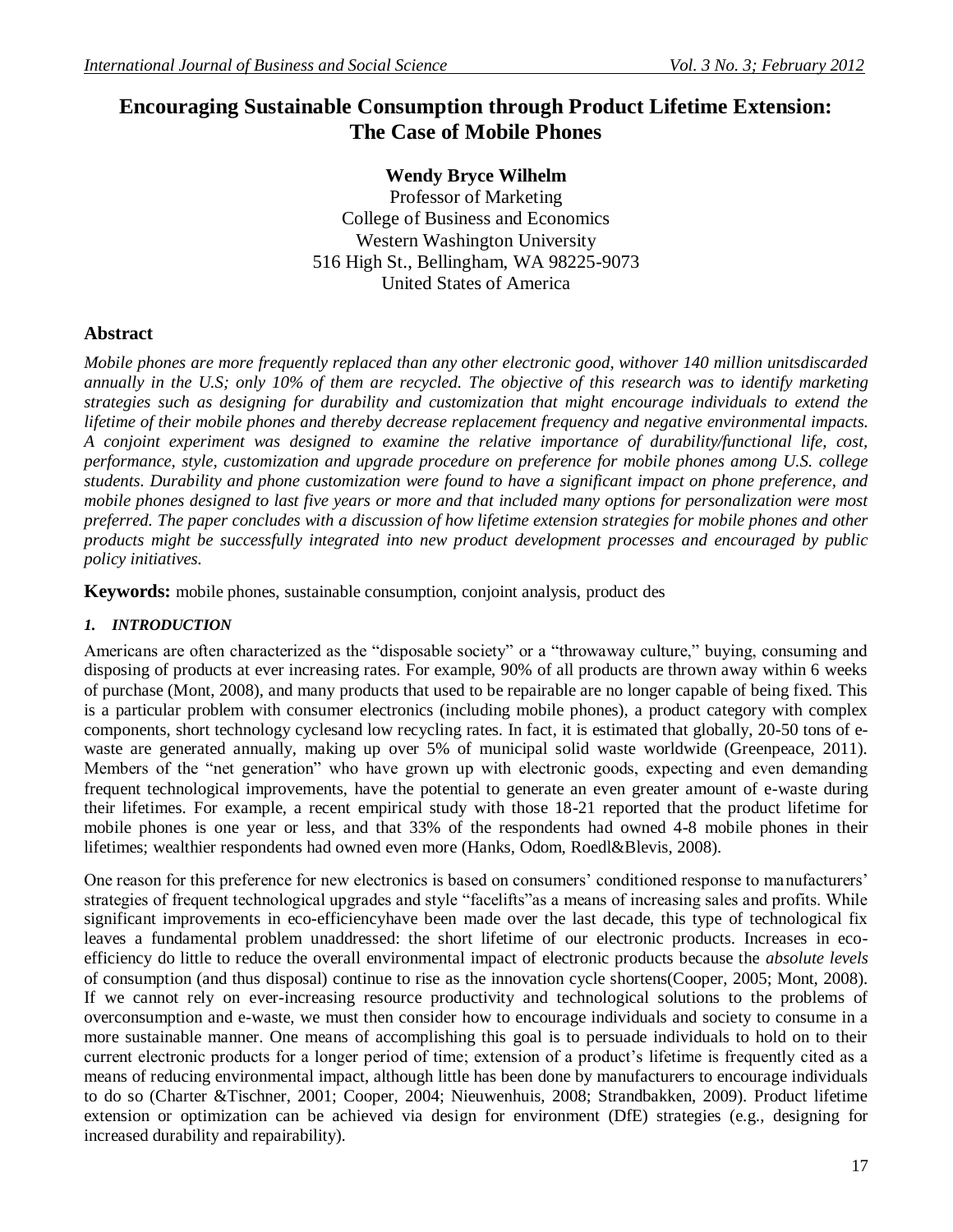# Encouraging Sustainable Consumption through Product Lifetime Extension: The Case of Mobile Phones

**Wendy Bryce Wilhelm**
Professor of Marketing
College of Business and Economics
Western Washington University
516 High St., Bellingham, WA 98225-9073
United States of America

## Abstract

*Mobile phones are more frequently replaced than any other electronic good, withover 140 million unitsdiscarded annually in the U.S; only 10% of them are recycled. The objective of this research was to identify marketing strategies such as designing for durability and customization that might encourage individuals to extend the lifetime of their mobile phones and thereby decrease replacement frequency and negative environmental impacts. A conjoint experiment was designed to examine the relative importance of durability/functional life, cost, performance, style, customization and upgrade procedure on preference for mobile phones among U.S. college students. Durability and phone customization were found to have a significant impact on phone preference, and mobile phones designed to last five years or more and that included many options for personalization were most preferred. The paper concludes with a discussion of how lifetime extension strategies for mobile phones and other products might be successfully integrated into new product development processes and encouraged by public policy initiatives.*

**Keywords:** mobile phones, sustainable consumption, conjoint analysis, product des

### *1. INTRODUCTION*

Americans are often characterized as the "disposable society" or a "throwaway culture," buying, consuming and disposing of products at ever increasing rates. For example, 90% of all products are thrown away within 6 weeks of purchase (Mont, 2008), and many products that used to be repairable are no longer capable of being fixed. This is a particular problem with consumer electronics (including mobile phones), a product category with complex components, short technology cyclesand low recycling rates. In fact, it is estimated that globally, 20-50 tons of e-waste are generated annually, making up over 5% of municipal solid waste worldwide (Greenpeace, 2011). Members of the "net generation" who have grown up with electronic goods, expecting and even demanding frequent technological improvements, have the potential to generate an even greater amount of e-waste during their lifetimes. For example, a recent empirical study with those 18-21 reported that the product lifetime for mobile phones is one year or less, and that 33% of the respondents had owned 4-8 mobile phones in their lifetimes; wealthier respondents had owned even more (Hanks, Odom, Roedl&Blevis, 2008).

One reason for this preference for new electronics is based on consumers' conditioned response to manufacturers' strategies of frequent technological upgrades and style "facelifts"as a means of increasing sales and profits. While significant improvements in eco-efficiencyhave been made over the last decade, this type of technological fix leaves a fundamental problem unaddressed: the short lifetime of our electronic products. Increases in eco-efficiency do little to reduce the overall environmental impact of electronic products because the *absolute levels* of consumption (and thus disposal) continue to rise as the innovation cycle shortens(Cooper, 2005; Mont, 2008). If we cannot rely on ever-increasing resource productivity and technological solutions to the problems of overconsumption and e-waste, we must then consider how to encourage individuals and society to consume in a more sustainable manner. One means of accomplishing this goal is to persuade individuals to hold on to their current electronic products for a longer period of time; extension of a product's lifetime is frequently cited as a means of reducing environmental impact, although little has been done by manufacturers to encourage individuals to do so (Charter &Tischner, 2001; Cooper, 2004; Nieuwenhuis, 2008; Strandbakken, 2009). Product lifetime extension or optimization can be achieved via design for environment (DfE) strategies (e.g., designing for increased durability and repairability).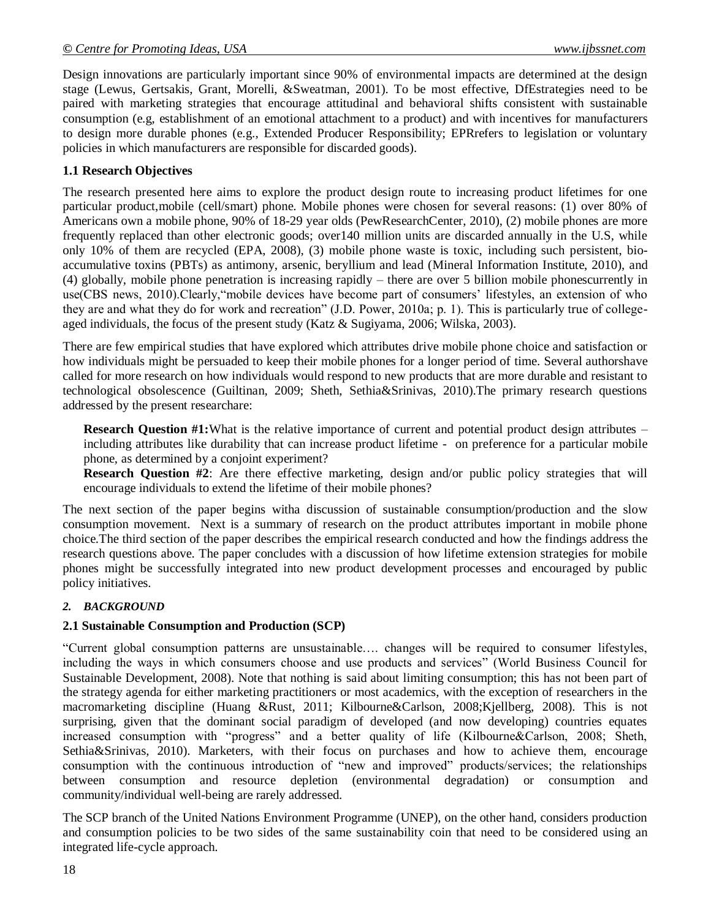Design innovations are particularly important since 90% of environmental impacts are determined at the design stage (Lewus, Gertsakis, Grant, Morelli, &Sweatman, 2001). To be most effective, DfEstrategies need to be paired with marketing strategies that encourage attitudinal and behavioral shifts consistent with sustainable consumption (e.g, establishment of an emotional attachment to a product) and with incentives for manufacturers to design more durable phones (e.g., Extended Producer Responsibility; EPRrefers to legislation or voluntary policies in which manufacturers are responsible for discarded goods).

### 1.1 Research Objectives

The research presented here aims to explore the product design route to increasing product lifetimes for one particular product,mobile (cell/smart) phone. Mobile phones were chosen for several reasons: (1) over 80% of Americans own a mobile phone, 90% of 18-29 year olds (PewResearchCenter, 2010), (2) mobile phones are more frequently replaced than other electronic goods; over140 million units are discarded annually in the U.S, while only 10% of them are recycled (EPA, 2008), (3) mobile phone waste is toxic, including such persistent, bio-accumulative toxins (PBTs) as antimony, arsenic, beryllium and lead (Mineral Information Institute, 2010), and (4) globally, mobile phone penetration is increasing rapidly – there are over 5 billion mobile phonescurrently in use(CBS news, 2010).Clearly,"mobile devices have become part of consumers' lifestyles, an extension of who they are and what they do for work and recreation" (J.D. Power, 2010a; p. 1). This is particularly true of college-aged individuals, the focus of the present study (Katz & Sugiyama, 2006; Wilska, 2003).

There are few empirical studies that have explored which attributes drive mobile phone choice and satisfaction or how individuals might be persuaded to keep their mobile phones for a longer period of time. Several authorshave called for more research on how individuals would respond to new products that are more durable and resistant to technological obsolescence (Guiltinan, 2009; Sheth, Sethia&Srinivas, 2010).The primary research questions addressed by the present researchare:

> **Research Question #1:**What is the relative importance of current and potential product design attributes – including attributes like durability that can increase product lifetime - on preference for a particular mobile phone, as determined by a conjoint experiment?
>
> **Research Question #2**: Are there effective marketing, design and/or public policy strategies that will encourage individuals to extend the lifetime of their mobile phones?

The next section of the paper begins witha discussion of sustainable consumption/production and the slow consumption movement. Next is a summary of research on the product attributes important in mobile phone choice.The third section of the paper describes the empirical research conducted and how the findings address the research questions above. The paper concludes with a discussion of how lifetime extension strategies for mobile phones might be successfully integrated into new product development processes and encouraged by public policy initiatives.

## *2. BACKGROUND*

### 2.1 Sustainable Consumption and Production (SCP)

"Current global consumption patterns are unsustainable…. changes will be required to consumer lifestyles, including the ways in which consumers choose and use products and services" (World Business Council for Sustainable Development, 2008). Note that nothing is said about limiting consumption; this has not been part of the strategy agenda for either marketing practitioners or most academics, with the exception of researchers in the macromarketing discipline (Huang &Rust, 2011; Kilbourne&Carlson, 2008;Kjellberg, 2008). This is not surprising, given that the dominant social paradigm of developed (and now developing) countries equates increased consumption with "progress" and a better quality of life (Kilbourne&Carlson, 2008; Sheth, Sethia&Srinivas, 2010). Marketers, with their focus on purchases and how to achieve them, encourage consumption with the continuous introduction of "new and improved" products/services; the relationships between consumption and resource depletion (environmental degradation) or consumption and community/individual well-being are rarely addressed.

The SCP branch of the United Nations Environment Programme (UNEP), on the other hand, considers production and consumption policies to be two sides of the same sustainability coin that need to be considered using an integrated life-cycle approach.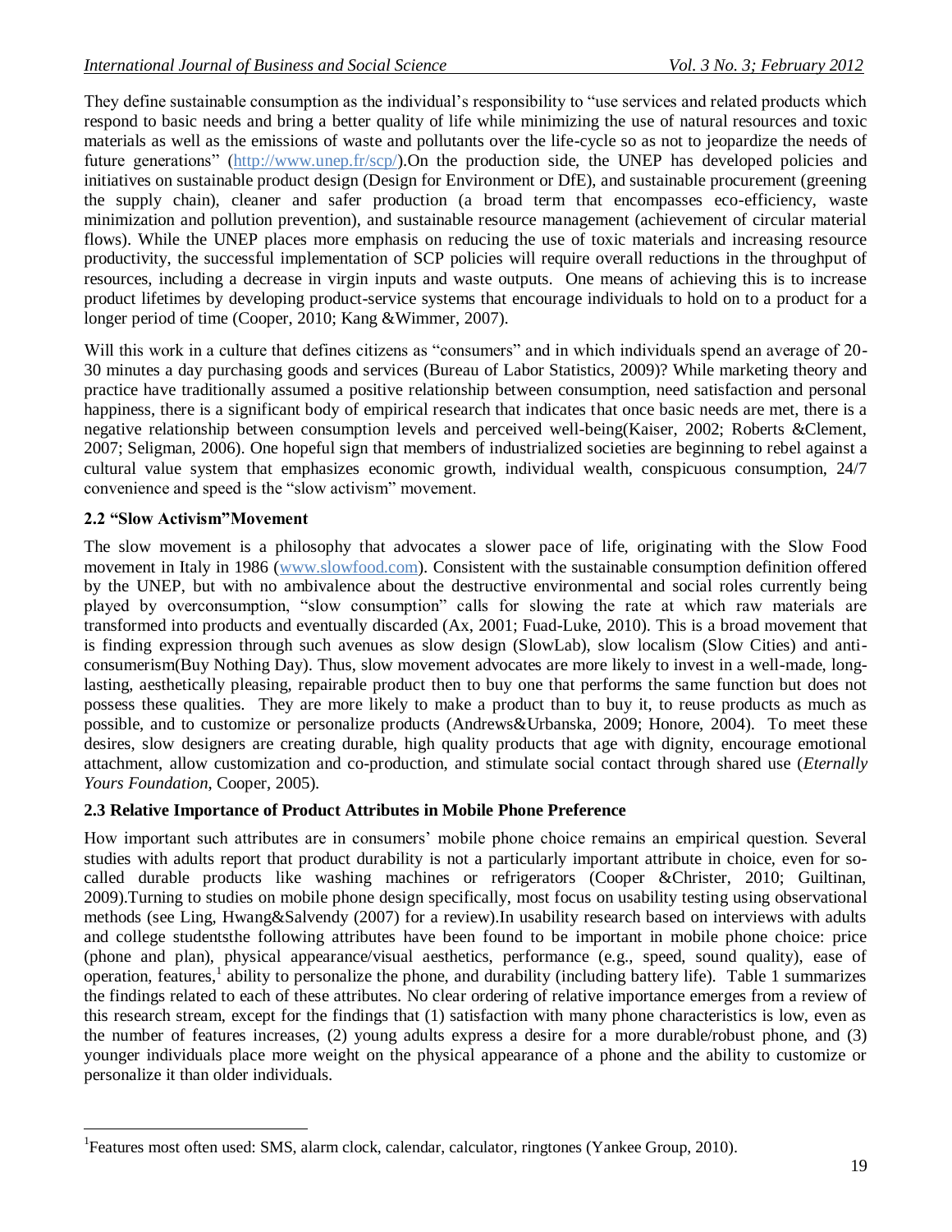They define sustainable consumption as the individual's responsibility to "use services and related products which respond to basic needs and bring a better quality of life while minimizing the use of natural resources and toxic materials as well as the emissions of waste and pollutants over the life-cycle so as not to jeopardize the needs of future generations" (http://www.unep.fr/scp/).On the production side, the UNEP has developed policies and initiatives on sustainable product design (Design for Environment or DfE), and sustainable procurement (greening the supply chain), cleaner and safer production (a broad term that encompasses eco-efficiency, waste minimization and pollution prevention), and sustainable resource management (achievement of circular material flows). While the UNEP places more emphasis on reducing the use of toxic materials and increasing resource productivity, the successful implementation of SCP policies will require overall reductions in the throughput of resources, including a decrease in virgin inputs and waste outputs. One means of achieving this is to increase product lifetimes by developing product-service systems that encourage individuals to hold on to a product for a longer period of time (Cooper, 2010; Kang &Wimmer, 2007).

Will this work in a culture that defines citizens as "consumers" and in which individuals spend an average of 20-30 minutes a day purchasing goods and services (Bureau of Labor Statistics, 2009)? While marketing theory and practice have traditionally assumed a positive relationship between consumption, need satisfaction and personal happiness, there is a significant body of empirical research that indicates that once basic needs are met, there is a negative relationship between consumption levels and perceived well-being(Kaiser, 2002; Roberts &Clement, 2007; Seligman, 2006). One hopeful sign that members of industrialized societies are beginning to rebel against a cultural value system that emphasizes economic growth, individual wealth, conspicuous consumption, 24/7 convenience and speed is the "slow activism" movement.

### 2.2 "Slow Activism"Movement

The slow movement is a philosophy that advocates a slower pace of life, originating with the Slow Food movement in Italy in 1986 (www.slowfood.com). Consistent with the sustainable consumption definition offered by the UNEP, but with no ambivalence about the destructive environmental and social roles currently being played by overconsumption, "slow consumption" calls for slowing the rate at which raw materials are transformed into products and eventually discarded (Ax, 2001; Fuad-Luke, 2010). This is a broad movement that is finding expression through such avenues as slow design (SlowLab), slow localism (Slow Cities) and anti-consumerism(Buy Nothing Day). Thus, slow movement advocates are more likely to invest in a well-made, long-lasting, aesthetically pleasing, repairable product then to buy one that performs the same function but does not possess these qualities. They are more likely to make a product than to buy it, to reuse products as much as possible, and to customize or personalize products (Andrews&Urbanska, 2009; Honore, 2004). To meet these desires, slow designers are creating durable, high quality products that age with dignity, encourage emotional attachment, allow customization and co-production, and stimulate social contact through shared use (*Eternally Yours Foundation*, Cooper, 2005).

### 2.3 Relative Importance of Product Attributes in Mobile Phone Preference

How important such attributes are in consumers' mobile phone choice remains an empirical question. Several studies with adults report that product durability is not a particularly important attribute in choice, even for so-called durable products like washing machines or refrigerators (Cooper &Christer, 2010; Guiltinan, 2009).Turning to studies on mobile phone design specifically, most focus on usability testing using observational methods (see Ling, Hwang&Salvendy (2007) for a review).In usability research based on interviews with adults and college studentsthe following attributes have been found to be important in mobile phone choice: price (phone and plan), physical appearance/visual aesthetics, performance (e.g., speed, sound quality), ease of operation, features,[1] ability to personalize the phone, and durability (including battery life). Table 1 summarizes the findings related to each of these attributes. No clear ordering of relative importance emerges from a review of this research stream, except for the findings that (1) satisfaction with many phone characteristics is low, even as the number of features increases, (2) young adults express a desire for a more durable/robust phone, and (3) younger individuals place more weight on the physical appearance of a phone and the ability to customize or personalize it than older individuals.

---

[1] Features most often used: SMS, alarm clock, calendar, calculator, ringtones (Yankee Group, 2010).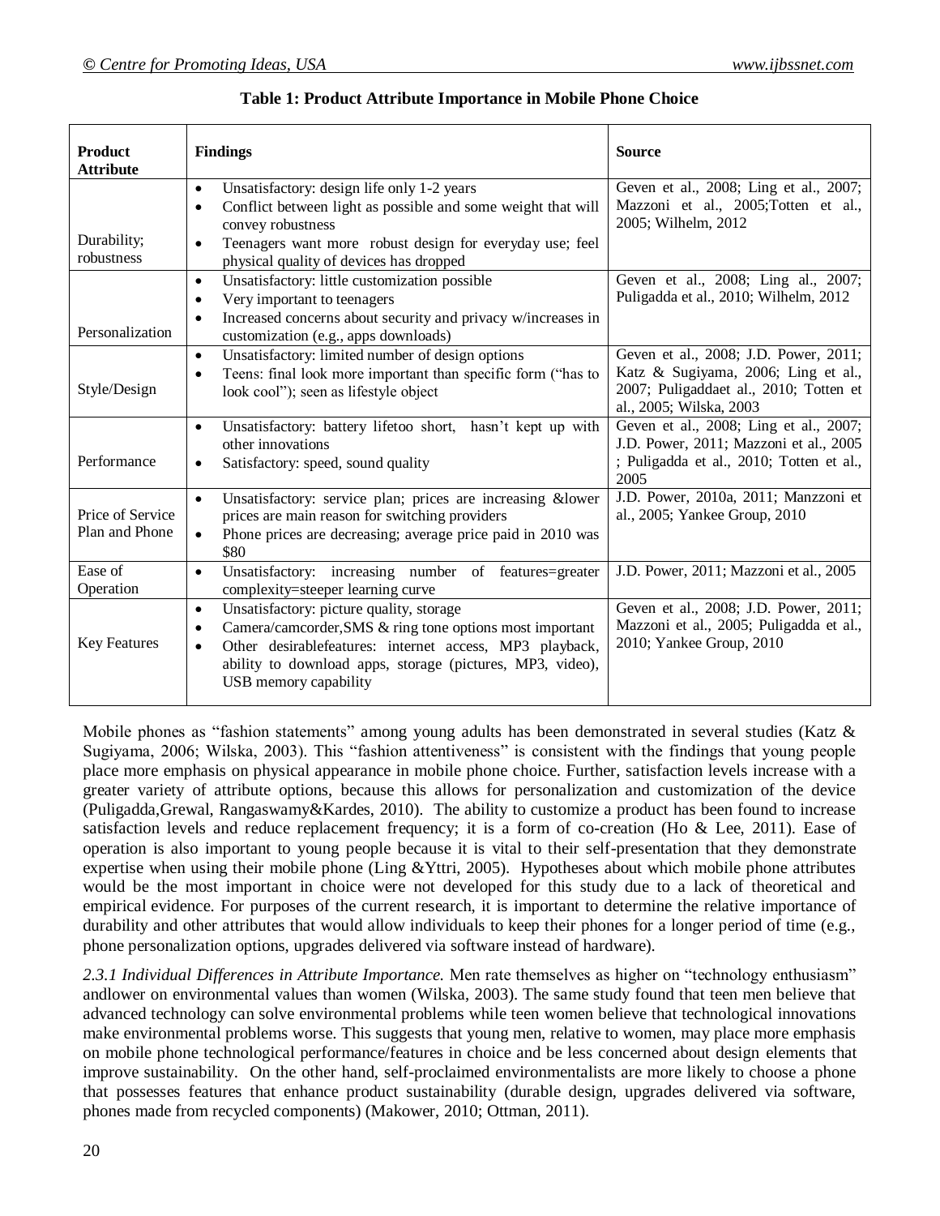**Table 1: Product Attribute Importance in Mobile Phone Choice**

| Product Attribute | Findings | Source |
|---|---|---|
| Durability; robustness | • Unsatisfactory: design life only 1-2 years<br>• Conflict between light as possible and some weight that will convey robustness<br>• Teenagers want more robust design for everyday use; feel physical quality of devices has dropped | Geven et al., 2008; Ling et al., 2007; Mazzoni et al., 2005;Totten et al., 2005; Wilhelm, 2012 |
| Personalization | • Unsatisfactory: little customization possible<br>• Very important to teenagers<br>• Increased concerns about security and privacy w/increases in customization (e.g., apps downloads) | Geven et al., 2008; Ling al., 2007; Puligadda et al., 2010; Wilhelm, 2012 |
| Style/Design | • Unsatisfactory: limited number of design options<br>• Teens: final look more important than specific form ("has to look cool"); seen as lifestyle object | Geven et al., 2008; J.D. Power, 2011; Katz & Sugiyama, 2006; Ling et al., 2007; Puligaddaet al., 2010; Totten et al., 2005; Wilska, 2003 |
| Performance | • Unsatisfactory: battery lifetoo short, hasn't kept up with other innovations<br>• Satisfactory: speed, sound quality | Geven et al., 2008; Ling et al., 2007; J.D. Power, 2011; Mazzoni et al., 2005 ; Puligadda et al., 2010; Totten et al., 2005 |
| Price of Service Plan and Phone | • Unsatisfactory: service plan; prices are increasing &lower prices are main reason for switching providers<br>• Phone prices are decreasing; average price paid in 2010 was $80 | J.D. Power, 2010a, 2011; Manzzoni et al., 2005; Yankee Group, 2010 |
| Ease of Operation | • Unsatisfactory: increasing number of features=greater complexity=steeper learning curve | J.D. Power, 2011; Mazzoni et al., 2005 |
| Key Features | • Unsatisfactory: picture quality, storage<br>• Camera/camcorder,SMS & ring tone options most important<br>• Other desirablefeatures: internet access, MP3 playback, ability to download apps, storage (pictures, MP3, video), USB memory capability | Geven et al., 2008; J.D. Power, 2011; Mazzoni et al., 2005; Puligadda et al., 2010; Yankee Group, 2010 |

Mobile phones as "fashion statements" among young adults has been demonstrated in several studies (Katz & Sugiyama, 2006; Wilska, 2003). This "fashion attentiveness" is consistent with the findings that young people place more emphasis on physical appearance in mobile phone choice. Further, satisfaction levels increase with a greater variety of attribute options, because this allows for personalization and customization of the device (Puligadda,Grewal, Rangaswamy&Kardes, 2010). The ability to customize a product has been found to increase satisfaction levels and reduce replacement frequency; it is a form of co-creation (Ho & Lee, 2011). Ease of operation is also important to young people because it is vital to their self-presentation that they demonstrate expertise when using their mobile phone (Ling &Yttri, 2005). Hypotheses about which mobile phone attributes would be the most important in choice were not developed for this study due to a lack of theoretical and empirical evidence. For purposes of the current research, it is important to determine the relative importance of durability and other attributes that would allow individuals to keep their phones for a longer period of time (e.g., phone personalization options, upgrades delivered via software instead of hardware).

*2.3.1 Individual Differences in Attribute Importance.* Men rate themselves as higher on "technology enthusiasm" andlower on environmental values than women (Wilska, 2003). The same study found that teen men believe that advanced technology can solve environmental problems while teen women believe that technological innovations make environmental problems worse. This suggests that young men, relative to women, may place more emphasis on mobile phone technological performance/features in choice and be less concerned about design elements that improve sustainability. On the other hand, self-proclaimed environmentalists are more likely to choose a phone that possesses features that enhance product sustainability (durable design, upgrades delivered via software, phones made from recycled components) (Makower, 2010; Ottman, 2011).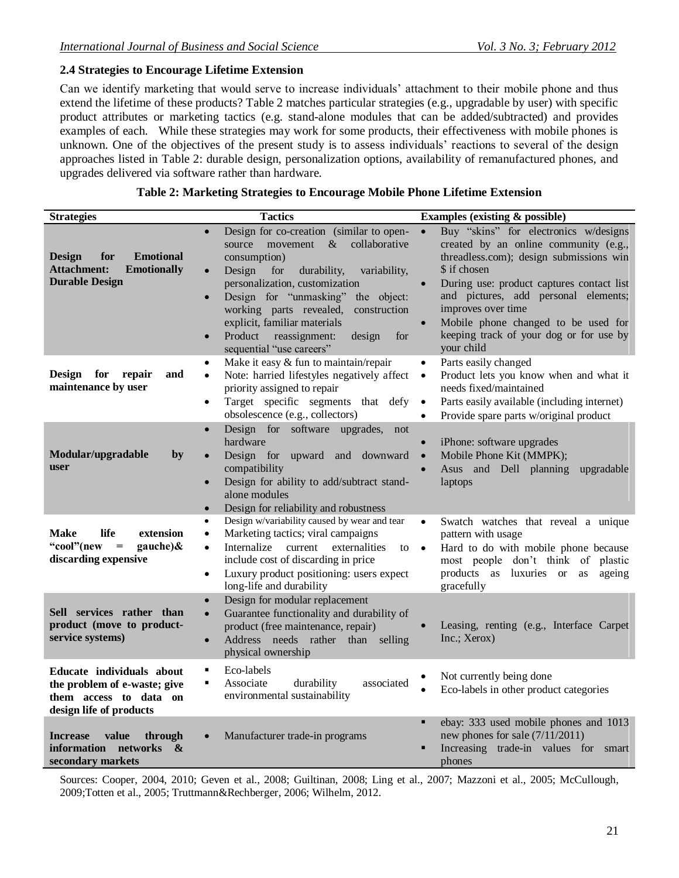### 2.4 Strategies to Encourage Lifetime Extension

Can we identify marketing that would serve to increase individuals' attachment to their mobile phone and thus extend the lifetime of these products? Table 2 matches particular strategies (e.g., upgradable by user) with specific product attributes or marketing tactics (e.g. stand-alone modules that can be added/subtracted) and provides examples of each. While these strategies may work for some products, their effectiveness with mobile phones is unknown. One of the objectives of the present study is to assess individuals' reactions to several of the design approaches listed in Table 2: durable design, personalization options, availability of remanufactured phones, and upgrades delivered via software rather than hardware.

**Table 2: Marketing Strategies to Encourage Mobile Phone Lifetime Extension**

| Strategies | Tactics | Examples (existing & possible) |
|---|---|---|
| **Design for Emotional Attachment: Emotionally Durable Design** | • Design for co-creation (similar to open-source movement & collaborative consumption)<br>• Design for durability, variability, personalization, customization<br>• Design for "unmasking" the object: working parts revealed, construction explicit, familiar materials<br>• Product reassignment: design for sequential "use careers" | • Buy "skins" for electronics w/designs created by an online community (e.g., threadless.com); design submissions win $ if chosen<br>• During use: product captures contact list and pictures, add personal elements; improves over time<br>• Mobile phone changed to be used for keeping track of your dog or for use by your child |
| **Design for repair and maintenance by user** | • Make it easy & fun to maintain/repair<br>• Note: harried lifestyles negatively affect priority assigned to repair<br>• Target specific segments that defy obsolescence (e.g., collectors) | • Parts easily changed<br>• Product lets you know when and what it needs fixed/maintained<br>• Parts easily available (including internet)<br>• Provide spare parts w/original product |
| **Modular/upgradable by user** | • Design for software upgrades, not hardware<br>• Design for upward and downward compatibility<br>• Design for ability to add/subtract stand-alone modules<br>• Design for reliability and robustness | • iPhone: software upgrades<br>• Mobile Phone Kit (MMPK);<br>• Asus and Dell planning upgradable laptops |
| **Make life extension "cool"(new = gauche)& discarding expensive** | • Design w/variability caused by wear and tear<br>• Marketing tactics; viral campaigns<br>• Internalize current externalities to include cost of discarding in price<br>• Luxury product positioning: users expect long-life and durability | • Swatch watches that reveal a unique pattern with usage<br>• Hard to do with mobile phone because most people don't think of plastic products as luxuries or as ageing gracefully |
| **Sell services rather than product (move to product-service systems)** | • Design for modular replacement<br>• Guarantee functionality and durability of product (free maintenance, repair)<br>• Address needs rather than selling physical ownership | • Leasing, renting (e.g., Interface Carpet Inc.; Xerox) |
| **Educate individuals about the problem of e-waste; give them access to data on design life of products** | ▪ Eco-labels<br>▪ Associate durability associated environmental sustainability | • Not currently being done<br>• Eco-labels in other product categories |
| **Increase value through information networks & secondary markets** | • Manufacturer trade-in programs | ▪ ebay: 333 used mobile phones and 1013 new phones for sale (7/11/2011)<br>▪ Increasing trade-in values for smart phones |

Sources: Cooper, 2004, 2010; Geven et al., 2008; Guiltinan, 2008; Ling et al., 2007; Mazzoni et al., 2005; McCullough, 2009;Totten et al., 2005; Truttmann&Rechberger, 2006; Wilhelm, 2012.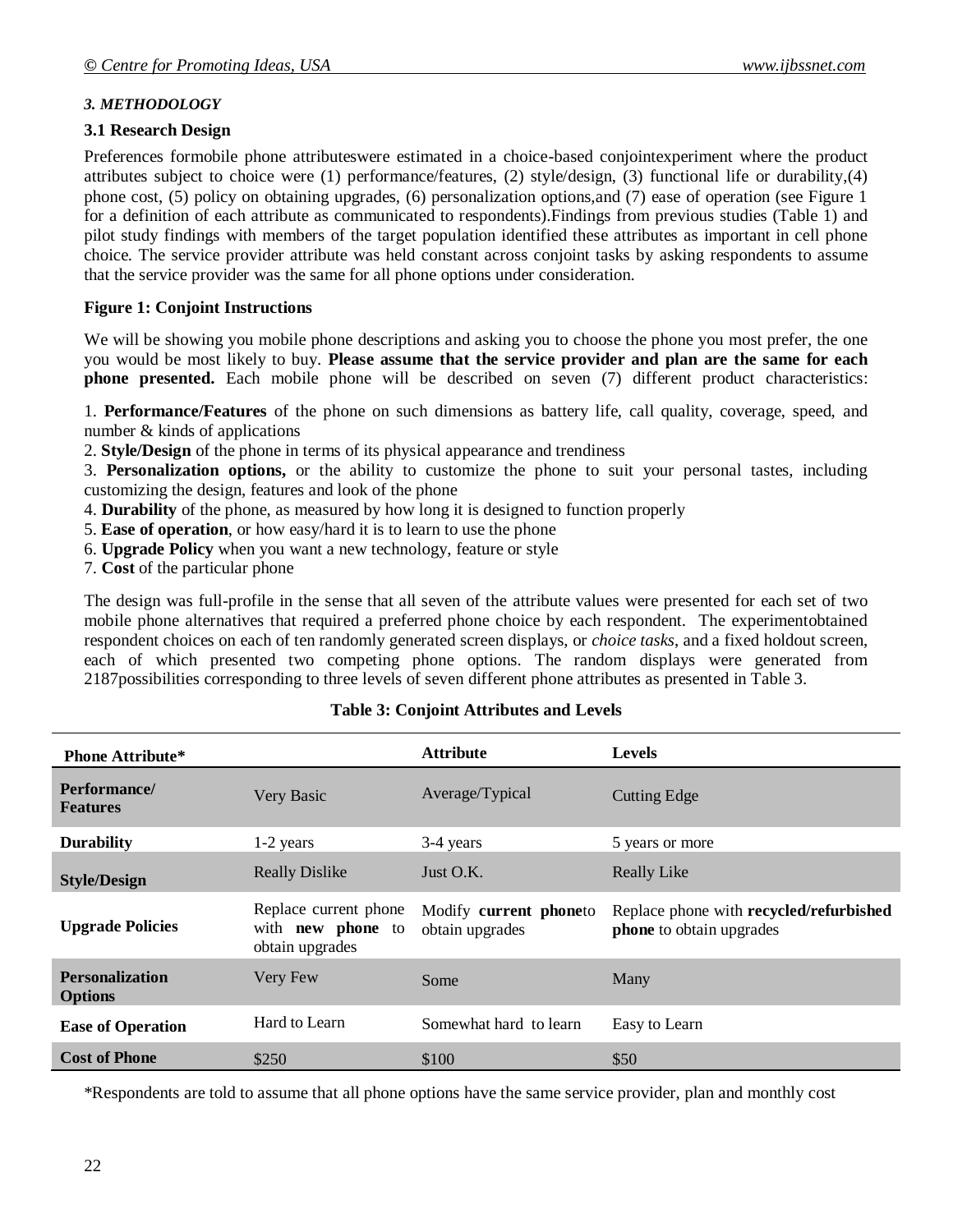### *3. METHODOLOGY*

#### 3.1 Research Design

Preferences formobile phone attributeswere estimated in a choice-based conjointexperiment where the product attributes subject to choice were (1) performance/features, (2) style/design, (3) functional life or durability,(4) phone cost, (5) policy on obtaining upgrades, (6) personalization options,and (7) ease of operation (see Figure 1 for a definition of each attribute as communicated to respondents).Findings from previous studies (Table 1) and pilot study findings with members of the target population identified these attributes as important in cell phone choice. The service provider attribute was held constant across conjoint tasks by asking respondents to assume that the service provider was the same for all phone options under consideration.

**Figure 1: Conjoint Instructions**

We will be showing you mobile phone descriptions and asking you to choose the phone you most prefer, the one you would be most likely to buy. **Please assume that the service provider and plan are the same for each phone presented.** Each mobile phone will be described on seven (7) different product characteristics:

1. **Performance/Features** of the phone on such dimensions as battery life, call quality, coverage, speed, and number & kinds of applications
2. **Style/Design** of the phone in terms of its physical appearance and trendiness
3. **Personalization options,** or the ability to customize the phone to suit your personal tastes, including customizing the design, features and look of the phone
4. **Durability** of the phone, as measured by how long it is designed to function properly
5. **Ease of operation**, or how easy/hard it is to learn to use the phone
6. **Upgrade Policy** when you want a new technology, feature or style
7. **Cost** of the particular phone

The design was full-profile in the sense that all seven of the attribute values were presented for each set of two mobile phone alternatives that required a preferred phone choice by each respondent. The experimentobtained respondent choices on each of ten randomly generated screen displays, or *choice tasks*, and a fixed holdout screen, each of which presented two competing phone options. The random displays were generated from 2187possibilities corresponding to three levels of seven different phone attributes as presented in Table 3.

**Table 3: Conjoint Attributes and Levels**

| Phone Attribute* | | Attribute | Levels |
|---|---|---|---|
| **Performance/ Features** | Very Basic | Average/Typical | Cutting Edge |
| **Durability** | 1-2 years | 3-4 years | 5 years or more |
| **Style/Design** | Really Dislike | Just O.K. | Really Like |
| **Upgrade Policies** | Replace current phone with **new phone** to obtain upgrades | Modify **current phone**to obtain upgrades | Replace phone with **recycled/refurbished phone** to obtain upgrades |
| **Personalization Options** | Very Few | Some | Many |
| **Ease of Operation** | Hard to Learn | Somewhat hard to learn | Easy to Learn |
| **Cost of Phone** | $250 | $100 | $50 |

*Respondents are told to assume that all phone options have the same service provider, plan and monthly cost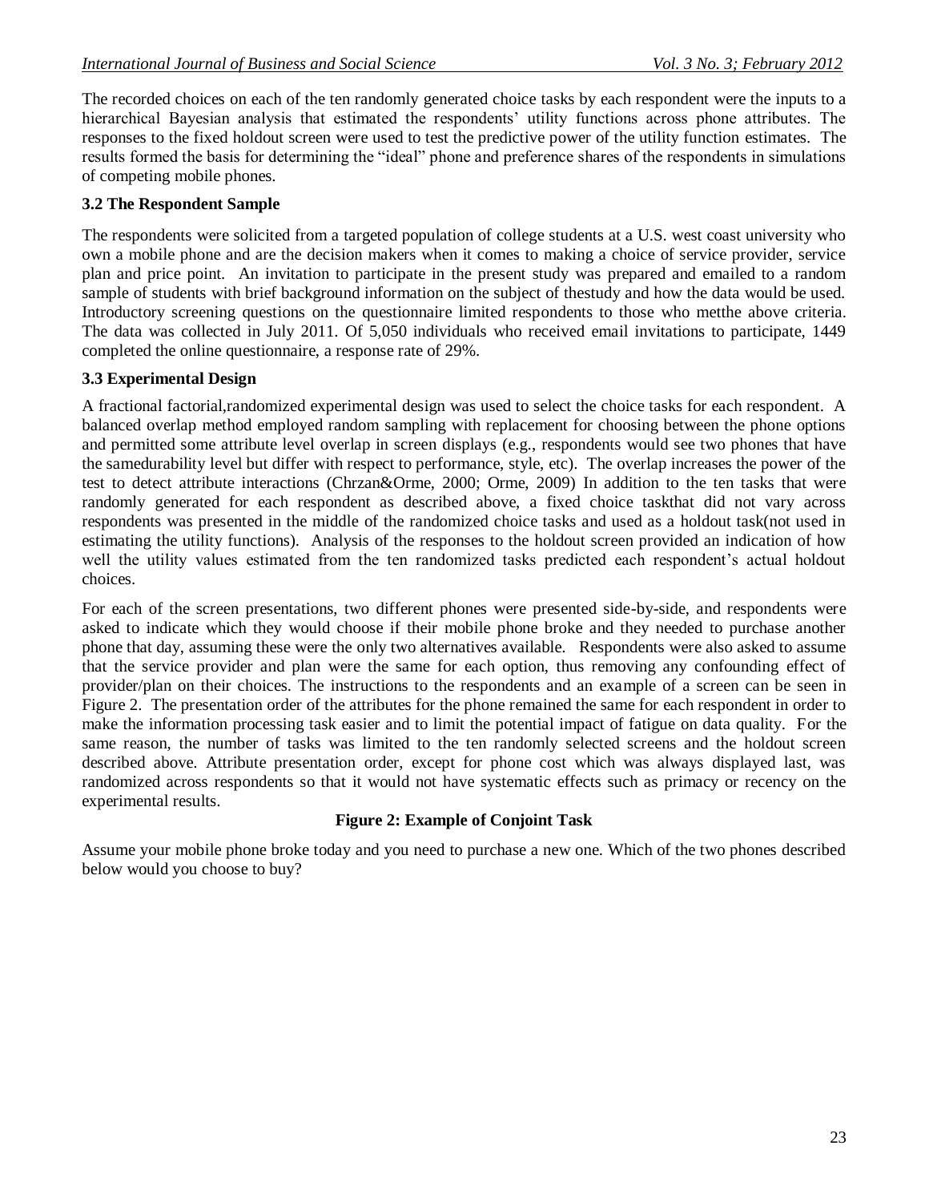The recorded choices on each of the ten randomly generated choice tasks by each respondent were the inputs to a hierarchical Bayesian analysis that estimated the respondents' utility functions across phone attributes. The responses to the fixed holdout screen were used to test the predictive power of the utility function estimates. The results formed the basis for determining the "ideal" phone and preference shares of the respondents in simulations of competing mobile phones.

### 3.2 The Respondent Sample

The respondents were solicited from a targeted population of college students at a U.S. west coast university who own a mobile phone and are the decision makers when it comes to making a choice of service provider, service plan and price point. An invitation to participate in the present study was prepared and emailed to a random sample of students with brief background information on the subject of thestudy and how the data would be used. Introductory screening questions on the questionnaire limited respondents to those who metthe above criteria. The data was collected in July 2011. Of 5,050 individuals who received email invitations to participate, 1449 completed the online questionnaire, a response rate of 29%.

### 3.3 Experimental Design

A fractional factorial,randomized experimental design was used to select the choice tasks for each respondent. A balanced overlap method employed random sampling with replacement for choosing between the phone options and permitted some attribute level overlap in screen displays (e.g., respondents would see two phones that have the samedurability level but differ with respect to performance, style, etc). The overlap increases the power of the test to detect attribute interactions (Chrzan&Orme, 2000; Orme, 2009) In addition to the ten tasks that were randomly generated for each respondent as described above, a fixed choice taskthat did not vary across respondents was presented in the middle of the randomized choice tasks and used as a holdout task(not used in estimating the utility functions). Analysis of the responses to the holdout screen provided an indication of how well the utility values estimated from the ten randomized tasks predicted each respondent's actual holdout choices.

For each of the screen presentations, two different phones were presented side-by-side, and respondents were asked to indicate which they would choose if their mobile phone broke and they needed to purchase another phone that day, assuming these were the only two alternatives available. Respondents were also asked to assume that the service provider and plan were the same for each option, thus removing any confounding effect of provider/plan on their choices. The instructions to the respondents and an example of a screen can be seen in Figure 2. The presentation order of the attributes for the phone remained the same for each respondent in order to make the information processing task easier and to limit the potential impact of fatigue on data quality. For the same reason, the number of tasks was limited to the ten randomly selected screens and the holdout screen described above. Attribute presentation order, except for phone cost which was always displayed last, was randomized across respondents so that it would not have systematic effects such as primacy or recency on the experimental results.

**Figure 2: Example of Conjoint Task**

Assume your mobile phone broke today and you need to purchase a new one. Which of the two phones described below would you choose to buy?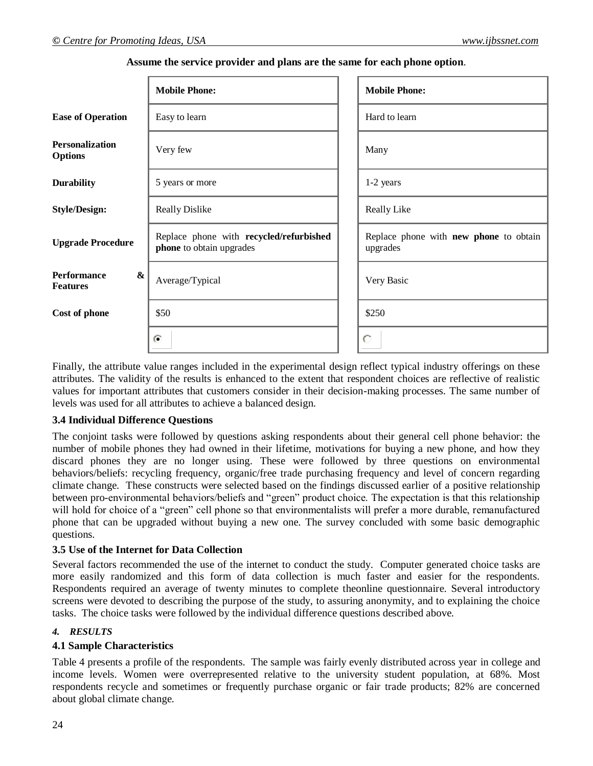**Assume the service provider and plans are the same for each phone option**.

| | **Mobile Phone:** | **Mobile Phone:** |
|---|---|---|
| **Ease of Operation** | Easy to learn | Hard to learn |
| **Personalization Options** | Very few | Many |
| **Durability** | 5 years or more | 1-2 years |
| **Style/Design:** | Really Dislike | Really Like |
| **Upgrade Procedure** | Replace phone with **recycled/refurbished phone** to obtain upgrades | Replace phone with **new phone** to obtain upgrades |
| **Performance & Features** | Average/Typical | Very Basic |
| **Cost of phone** | $50 | $250 |
| | ◉ | ○ |

Finally, the attribute value ranges included in the experimental design reflect typical industry offerings on these attributes. The validity of the results is enhanced to the extent that respondent choices are reflective of realistic values for important attributes that customers consider in their decision-making processes. The same number of levels was used for all attributes to achieve a balanced design.

### 3.4 Individual Difference Questions

The conjoint tasks were followed by questions asking respondents about their general cell phone behavior: the number of mobile phones they had owned in their lifetime, motivations for buying a new phone, and how they discard phones they are no longer using. These were followed by three questions on environmental behaviors/beliefs: recycling frequency, organic/free trade purchasing frequency and level of concern regarding climate change. These constructs were selected based on the findings discussed earlier of a positive relationship between pro-environmental behaviors/beliefs and "green" product choice. The expectation is that this relationship will hold for choice of a "green" cell phone so that environmentalists will prefer a more durable, remanufactured phone that can be upgraded without buying a new one. The survey concluded with some basic demographic questions.

### 3.5 Use of the Internet for Data Collection

Several factors recommended the use of the internet to conduct the study. Computer generated choice tasks are more easily randomized and this form of data collection is much faster and easier for the respondents. Respondents required an average of twenty minutes to complete theonline questionnaire. Several introductory screens were devoted to describing the purpose of the study, to assuring anonymity, and to explaining the choice tasks. The choice tasks were followed by the individual difference questions described above.

## *4. RESULTS*

### 4.1 Sample Characteristics

Table 4 presents a profile of the respondents. The sample was fairly evenly distributed across year in college and income levels. Women were overrepresented relative to the university student population, at 68%. Most respondents recycle and sometimes or frequently purchase organic or fair trade products; 82% are concerned about global climate change.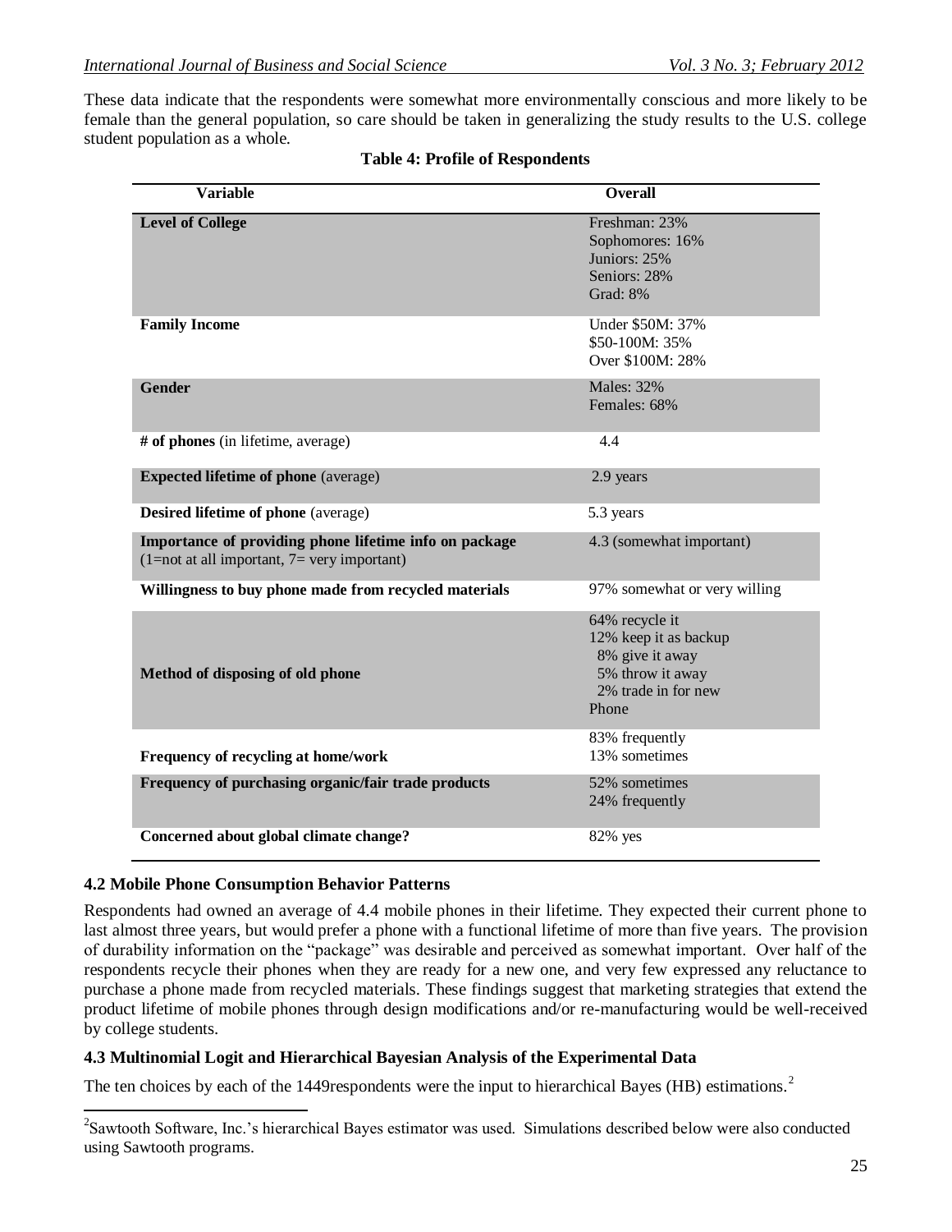These data indicate that the respondents were somewhat more environmentally conscious and more likely to be female than the general population, so care should be taken in generalizing the study results to the U.S. college student population as a whole.

**Table 4: Profile of Respondents**

| Variable | Overall |
|---|---|
| **Level of College** | Freshman: 23%<br>Sophomores: 16%<br>Juniors: 25%<br>Seniors: 28%<br>Grad: 8% |
| **Family Income** | Under $50M: 37%<br>$50-100M: 35%<br>Over $100M: 28% |
| **Gender** | Males: 32%<br>Females: 68% |
| **# of phones** (in lifetime, average) | 4.4 |
| **Expected lifetime of phone** (average) | 2.9 years |
| **Desired lifetime of phone** (average) | 5.3 years |
| **Importance of providing phone lifetime info on package** (1=not at all important, 7= very important) | 4.3 (somewhat important) |
| **Willingness to buy phone made from recycled materials** | 97% somewhat or very willing |
| **Method of disposing of old phone** | 64% recycle it<br>12% keep it as backup<br>8% give it away<br>5% throw it away<br>2% trade in for new Phone |
| **Frequency of recycling at home/work** | 83% frequently<br>13% sometimes |
| **Frequency of purchasing organic/fair trade products** | 52% sometimes<br>24% frequently |
| **Concerned about global climate change?** | 82% yes |

### 4.2 Mobile Phone Consumption Behavior Patterns

Respondents had owned an average of 4.4 mobile phones in their lifetime. They expected their current phone to last almost three years, but would prefer a phone with a functional lifetime of more than five years. The provision of durability information on the "package" was desirable and perceived as somewhat important. Over half of the respondents recycle their phones when they are ready for a new one, and very few expressed any reluctance to purchase a phone made from recycled materials. These findings suggest that marketing strategies that extend the product lifetime of mobile phones through design modifications and/or re-manufacturing would be well-received by college students.

### 4.3 Multinomial Logit and Hierarchical Bayesian Analysis of the Experimental Data

The ten choices by each of the 1449respondents were the input to hierarchical Bayes (HB) estimations.[2]

[2] Sawtooth Software, Inc.'s hierarchical Bayes estimator was used. Simulations described below were also conducted using Sawtooth programs.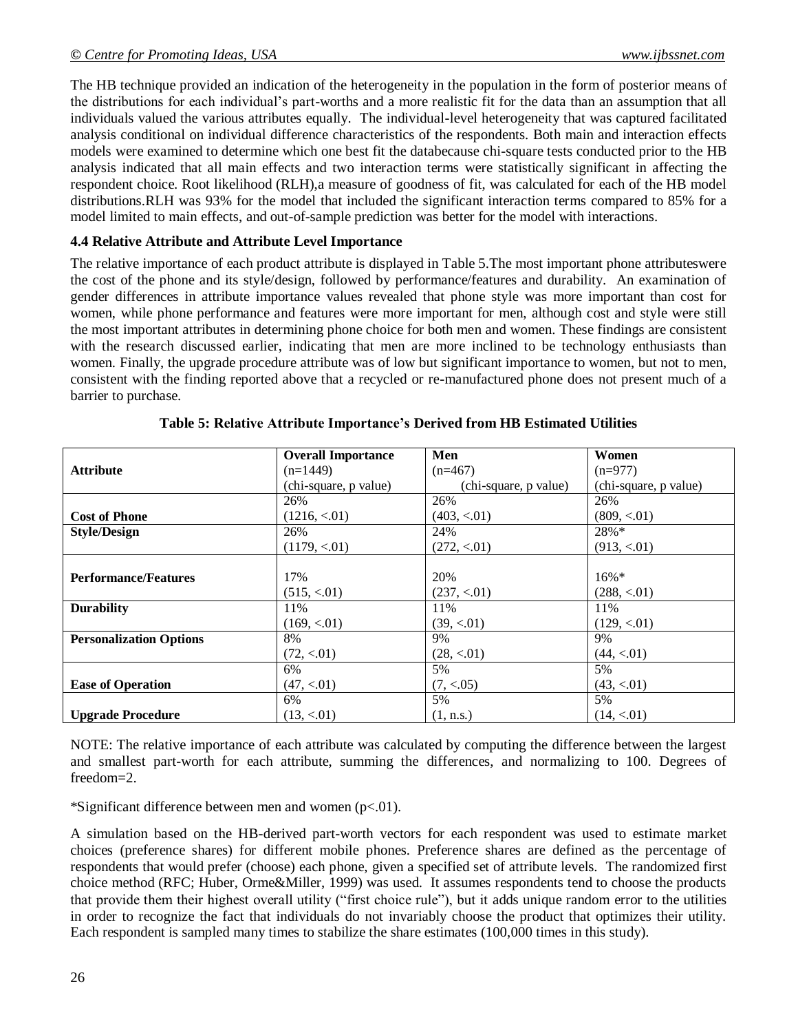The HB technique provided an indication of the heterogeneity in the population in the form of posterior means of the distributions for each individual's part-worths and a more realistic fit for the data than an assumption that all individuals valued the various attributes equally. The individual-level heterogeneity that was captured facilitated analysis conditional on individual difference characteristics of the respondents. Both main and interaction effects models were examined to determine which one best fit the databecause chi-square tests conducted prior to the HB analysis indicated that all main effects and two interaction terms were statistically significant in affecting the respondent choice. Root likelihood (RLH),a measure of goodness of fit, was calculated for each of the HB model distributions.RLH was 93% for the model that included the significant interaction terms compared to 85% for a model limited to main effects, and out-of-sample prediction was better for the model with interactions.

### 4.4 Relative Attribute and Attribute Level Importance

The relative importance of each product attribute is displayed in Table 5.The most important phone attributeswere the cost of the phone and its style/design, followed by performance/features and durability. An examination of gender differences in attribute importance values revealed that phone style was more important than cost for women, while phone performance and features were more important for men, although cost and style were still the most important attributes in determining phone choice for both men and women. These findings are consistent with the research discussed earlier, indicating that men are more inclined to be technology enthusiasts than women. Finally, the upgrade procedure attribute was of low but significant importance to women, but not to men, consistent with the finding reported above that a recycled or re-manufactured phone does not present much of a barrier to purchase.

**Table 5: Relative Attribute Importance's Derived from HB Estimated Utilities**

| Attribute | Overall Importance (n=1449) (chi-square, p value) | Men (n=467) (chi-square, p value) | Women (n=977) (chi-square, p value) |
|---|---|---|---|
| **Cost of Phone** | 26% (1216, <.01) | 26% (403, <.01) | 26% (809, <.01) |
| **Style/Design** | 26% (1179, <.01) | 24% (272, <.01) | 28%* (913, <.01) |
| **Performance/Features** | 17% (515, <.01) | 20% (237, <.01) | 16%* (288, <.01) |
| **Durability** | 11% (169, <.01) | 11% (39, <.01) | 11% (129, <.01) |
| **Personalization Options** | 8% (72, <.01) | 9% (28, <.01) | 9% (44, <.01) |
| **Ease of Operation** | 6% (47, <.01) | 5% (7, <.05) | 5% (43, <.01) |
| **Upgrade Procedure** | 6% (13, <.01) | 5% (1, n.s.) | 5% (14, <.01) |

NOTE: The relative importance of each attribute was calculated by computing the difference between the largest and smallest part-worth for each attribute, summing the differences, and normalizing to 100. Degrees of freedom=2.

*Significant difference between men and women ($p<.01$).

A simulation based on the HB-derived part-worth vectors for each respondent was used to estimate market choices (preference shares) for different mobile phones. Preference shares are defined as the percentage of respondents that would prefer (choose) each phone, given a specified set of attribute levels. The randomized first choice method (RFC; Huber, Orme&Miller, 1999) was used. It assumes respondents tend to choose the products that provide them their highest overall utility ("first choice rule"), but it adds unique random error to the utilities in order to recognize the fact that individuals do not invariably choose the product that optimizes their utility. Each respondent is sampled many times to stabilize the share estimates (100,000 times in this study).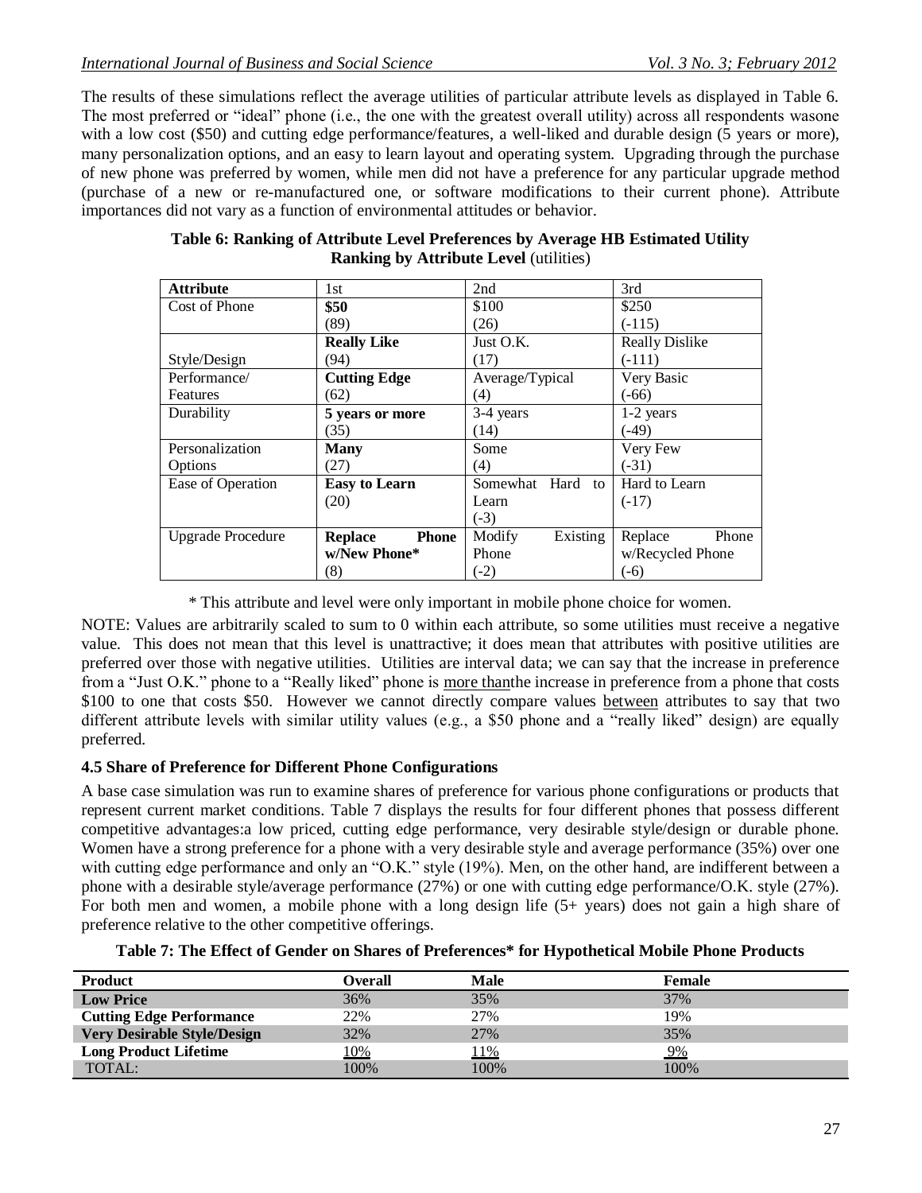The results of these simulations reflect the average utilities of particular attribute levels as displayed in Table 6. The most preferred or "ideal" phone (i.e., the one with the greatest overall utility) across all respondents wasone with a low cost ($50) and cutting edge performance/features, a well-liked and durable design (5 years or more), many personalization options, and an easy to learn layout and operating system. Upgrading through the purchase of new phone was preferred by women, while men did not have a preference for any particular upgrade method (purchase of a new or re-manufactured one, or software modifications to their current phone). Attribute importances did not vary as a function of environmental attitudes or behavior.

**Table 6: Ranking of Attribute Level Preferences by Average HB Estimated Utility**
**Ranking by Attribute Level** (utilities)

| Attribute | 1st | 2nd | 3rd |
|---|---|---|---|
| Cost of Phone | **$50** (89) | $100 (26) | $250 (-115) |
| Style/Design | **Really Like** (94) | Just O.K. (17) | Really Dislike (-111) |
| Performance/ Features | **Cutting Edge** (62) | Average/Typical (4) | Very Basic (-66) |
| Durability | **5 years or more** (35) | 3-4 years (14) | 1-2 years (-49) |
| Personalization Options | **Many** (27) | Some (4) | Very Few (-31) |
| Ease of Operation | **Easy to Learn** (20) | Somewhat Hard to Learn (-3) | Hard to Learn (-17) |
| Upgrade Procedure | **Replace Phone w/New Phone*** (8) | Modify Existing Phone (-2) | Replace Phone w/Recycled Phone (-6) |

\* This attribute and level were only important in mobile phone choice for women.

NOTE: Values are arbitrarily scaled to sum to 0 within each attribute, so some utilities must receive a negative value. This does not mean that this level is unattractive; it does mean that attributes with positive utilities are preferred over those with negative utilities. Utilities are interval data; we can say that the increase in preference from a "Just O.K." phone to a "Really liked" phone is more thanthe increase in preference from a phone that costs $100 to one that costs $50. However we cannot directly compare values between attributes to say that two different attribute levels with similar utility values (e.g., a $50 phone and a "really liked" design) are equally preferred.

### 4.5 Share of Preference for Different Phone Configurations

A base case simulation was run to examine shares of preference for various phone configurations or products that represent current market conditions. Table 7 displays the results for four different phones that possess different competitive advantages:a low priced, cutting edge performance, very desirable style/design or durable phone. Women have a strong preference for a phone with a very desirable style and average performance (35%) over one with cutting edge performance and only an "O.K." style (19%). Men, on the other hand, are indifferent between a phone with a desirable style/average performance (27%) or one with cutting edge performance/O.K. style (27%). For both men and women, a mobile phone with a long design life (5+ years) does not gain a high share of preference relative to the other competitive offerings.

**Table 7: The Effect of Gender on Shares of Preferences* for Hypothetical Mobile Phone Products**

| Product | Overall | Male | Female |
|---|---|---|---|
| **Low Price** | 36% | 35% | 37% |
| **Cutting Edge Performance** | 22% | 27% | 19% |
| **Very Desirable Style/Design** | 32% | 27% | 35% |
| **Long Product Lifetime** | 10% | 11% | 9% |
| TOTAL: | 100% | 100% | 100% |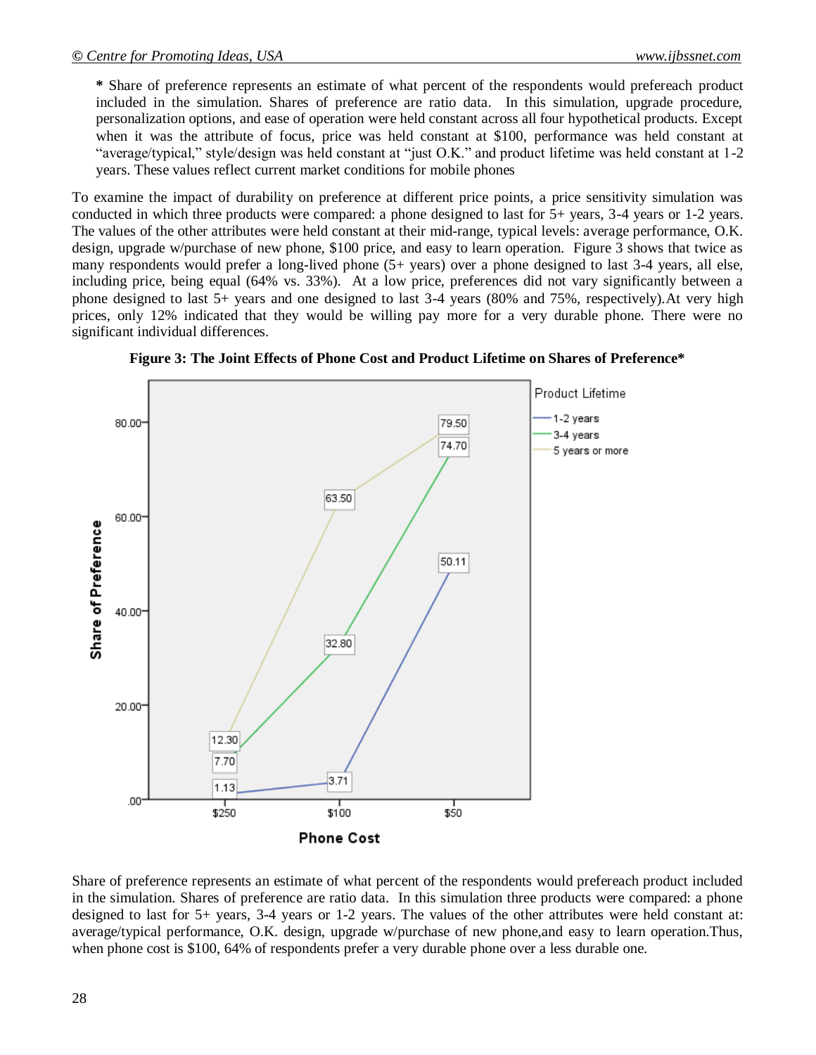**\*** Share of preference represents an estimate of what percent of the respondents would prefereach product included in the simulation. Shares of preference are ratio data. In this simulation, upgrade procedure, personalization options, and ease of operation were held constant across all four hypothetical products. Except when it was the attribute of focus, price was held constant at $100, performance was held constant at "average/typical," style/design was held constant at "just O.K." and product lifetime was held constant at 1-2 years. These values reflect current market conditions for mobile phones

To examine the impact of durability on preference at different price points, a price sensitivity simulation was conducted in which three products were compared: a phone designed to last for 5+ years, 3-4 years or 1-2 years. The values of the other attributes were held constant at their mid-range, typical levels: average performance, O.K. design, upgrade w/purchase of new phone, $100 price, and easy to learn operation. Figure 3 shows that twice as many respondents would prefer a long-lived phone (5+ years) over a phone designed to last 3-4 years, all else, including price, being equal (64% vs. 33%). At a low price, preferences did not vary significantly between a phone designed to last 5+ years and one designed to last 3-4 years (80% and 75%, respectively).At very high prices, only 12% indicated that they would be willing pay more for a very durable phone. There were no significant individual differences.

**Figure 3: The Joint Effects of Phone Cost and Product Lifetime on Shares of Preference\***

| Phone Cost | 1-2 years | 3-4 years | 5 years or more |
|---|---|---|---|
| $250 | 1.13 | 7.70 | 12.30 |
| $100 | 3.71 | 32.80 | 63.50 |
| $50 | 50.11 | 74.70 | 79.50 |

Share of preference represents an estimate of what percent of the respondents would prefereach product included in the simulation. Shares of preference are ratio data. In this simulation three products were compared: a phone designed to last for 5+ years, 3-4 years or 1-2 years. The values of the other attributes were held constant at: average/typical performance, O.K. design, upgrade w/purchase of new phone,and easy to learn operation.Thus, when phone cost is $100, 64% of respondents prefer a very durable phone over a less durable one.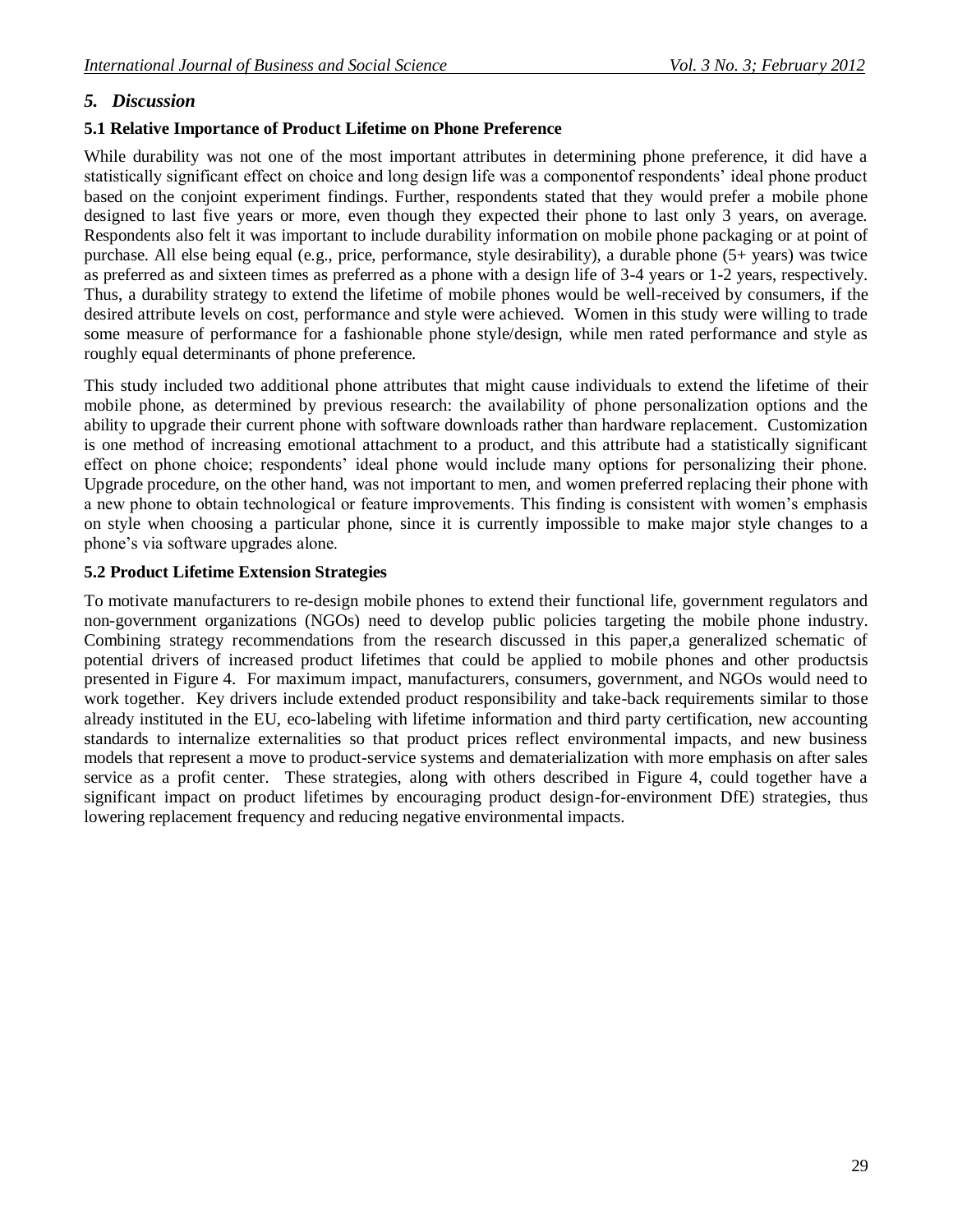## *5. Discussion*

### 5.1 Relative Importance of Product Lifetime on Phone Preference

While durability was not one of the most important attributes in determining phone preference, it did have a statistically significant effect on choice and long design life was a componentof respondents' ideal phone product based on the conjoint experiment findings. Further, respondents stated that they would prefer a mobile phone designed to last five years or more, even though they expected their phone to last only 3 years, on average. Respondents also felt it was important to include durability information on mobile phone packaging or at point of purchase. All else being equal (e.g., price, performance, style desirability), a durable phone (5+ years) was twice as preferred as and sixteen times as preferred as a phone with a design life of 3-4 years or 1-2 years, respectively. Thus, a durability strategy to extend the lifetime of mobile phones would be well-received by consumers, if the desired attribute levels on cost, performance and style were achieved. Women in this study were willing to trade some measure of performance for a fashionable phone style/design, while men rated performance and style as roughly equal determinants of phone preference.

This study included two additional phone attributes that might cause individuals to extend the lifetime of their mobile phone, as determined by previous research: the availability of phone personalization options and the ability to upgrade their current phone with software downloads rather than hardware replacement. Customization is one method of increasing emotional attachment to a product, and this attribute had a statistically significant effect on phone choice; respondents' ideal phone would include many options for personalizing their phone. Upgrade procedure, on the other hand, was not important to men, and women preferred replacing their phone with a new phone to obtain technological or feature improvements. This finding is consistent with women's emphasis on style when choosing a particular phone, since it is currently impossible to make major style changes to a phone's via software upgrades alone.

### 5.2 Product Lifetime Extension Strategies

To motivate manufacturers to re-design mobile phones to extend their functional life, government regulators and non-government organizations (NGOs) need to develop public policies targeting the mobile phone industry. Combining strategy recommendations from the research discussed in this paper,a generalized schematic of potential drivers of increased product lifetimes that could be applied to mobile phones and other productsis presented in Figure 4. For maximum impact, manufacturers, consumers, government, and NGOs would need to work together. Key drivers include extended product responsibility and take-back requirements similar to those already instituted in the EU, eco-labeling with lifetime information and third party certification, new accounting standards to internalize externalities so that product prices reflect environmental impacts, and new business models that represent a move to product-service systems and dematerialization with more emphasis on after sales service as a profit center. These strategies, along with others described in Figure 4, could together have a significant impact on product lifetimes by encouraging product design-for-environment DfE) strategies, thus lowering replacement frequency and reducing negative environmental impacts.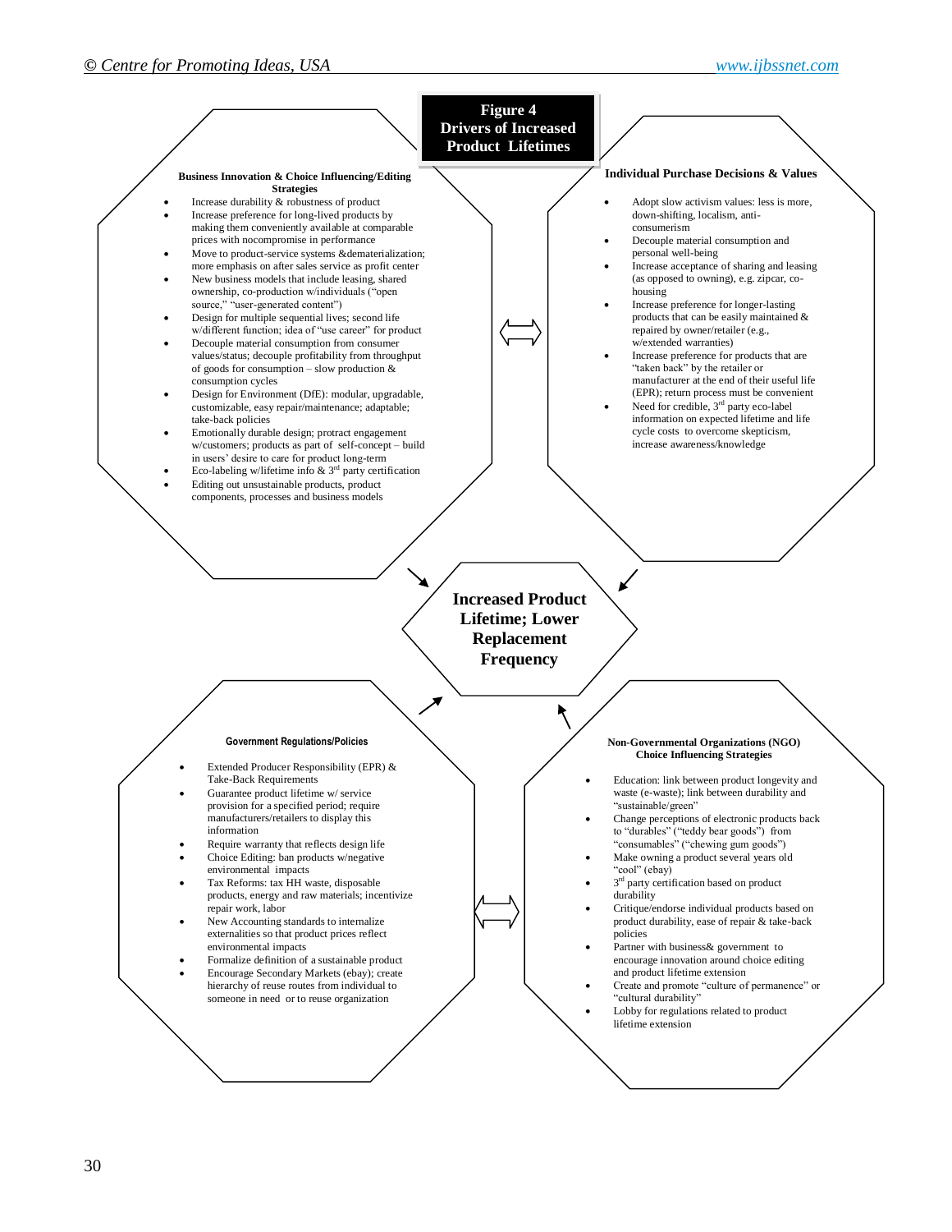## Figure 4
## Drivers of Increased Product Lifetimes

### Business Innovation & Choice Influencing/Editing Strategies

- Increase durability & robustness of product
- Increase preference for long-lived products by making them conveniently available at comparable prices with nocompromise in performance
- Move to product-service systems &dematerialization; more emphasis on after sales service as profit center
- New business models that include leasing, shared ownership, co-production w/individuals ("open source," "user-generated content")
- Design for multiple sequential lives; second life w/different function; idea of "use career" for product
- Decouple material consumption from consumer values/status; decouple profitability from throughput of goods for consumption – slow production & consumption cycles
- Design for Environment (DfE): modular, upgradable, customizable, easy repair/maintenance; adaptable; take-back policies
- Emotionally durable design; protract engagement w/customers; products as part of self-concept – build in users' desire to care for product long-term
- Eco-labeling w/lifetime info & 3rd party certification
- Editing out unsustainable products, product components, processes and business models

### Individual Purchase Decisions & Values

- Adopt slow activism values: less is more, down-shifting, localism, anti-consumerism
- Decouple material consumption and personal well-being
- Increase acceptance of sharing and leasing (as opposed to owning), e.g. zipcar, co-housing
- Increase preference for longer-lasting products that can be easily maintained & repaired by owner/retailer (e.g., w/extended warranties)
- Increase preference for products that are "taken back" by the retailer or manufacturer at the end of their useful life (EPR); return process must be convenient
- Need for credible, 3rd party eco-label information on expected lifetime and life cycle costs to overcome skepticism, increase awareness/knowledge

### Increased Product Lifetime; Lower Replacement Frequency

### Government Regulations/Policies

- Extended Producer Responsibility (EPR) & Take-Back Requirements
- Guarantee product lifetime w/ service provision for a specified period; require manufacturers/retailers to display this information
- Require warranty that reflects design life
- Choice Editing: ban products w/negative environmental impacts
- Tax Reforms: tax HH waste, disposable products, energy and raw materials; incentivize repair work, labor
- New Accounting standards to internalize externalities so that product prices reflect environmental impacts
- Formalize definition of a sustainable product
- Encourage Secondary Markets (ebay); create hierarchy of reuse routes from individual to someone in need or to reuse organization

### Non-Governmental Organizations (NGO) Choice Influencing Strategies

- Education: link between product longevity and waste (e-waste); link between durability and "sustainable/green"
- Change perceptions of electronic products back to "durables" ("teddy bear goods") from "consumables" ("chewing gum goods")
- Make owning a product several years old "cool" (ebay)
- 3rd party certification based on product durability
- Critique/endorse individual products based on product durability, ease of repair & take-back policies
- Partner with business& government to encourage innovation around choice editing and product lifetime extension
- Create and promote "culture of permanence" or "cultural durability"
- Lobby for regulations related to product lifetime extension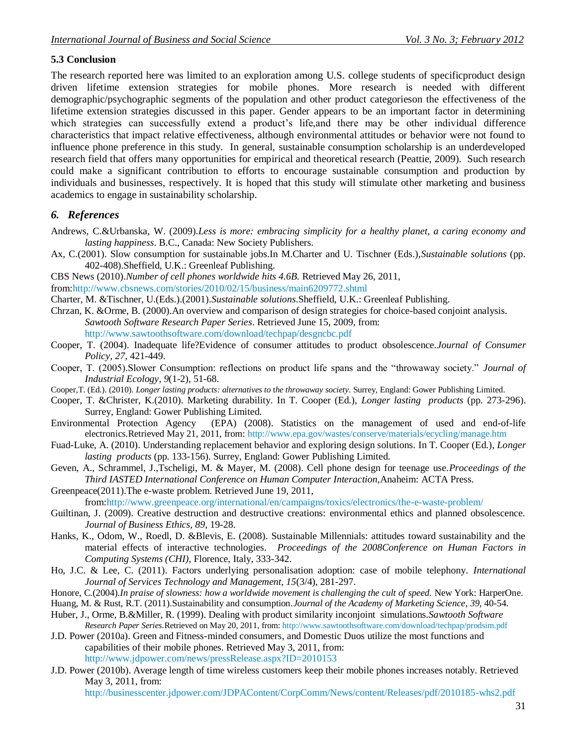### 5.3 Conclusion

The research reported here was limited to an exploration among U.S. college students of specificproduct design driven lifetime extension strategies for mobile phones. More research is needed with different demographic/psychographic segments of the population and other product categorieson the effectiveness of the lifetime extension strategies discussed in this paper. Gender appears to be an important factor in determining which strategies can successfully extend a product's life,and there may be other individual difference characteristics that impact relative effectiveness, although environmental attitudes or behavior were not found to influence phone preference in this study. In general, sustainable consumption scholarship is an underdeveloped research field that offers many opportunities for empirical and theoretical research (Peattie, 2009). Such research could make a significant contribution to efforts to encourage sustainable consumption and production by individuals and businesses, respectively. It is hoped that this study will stimulate other marketing and business academics to engage in sustainability scholarship.

## *6. References*

Andrews, C.&Urbanska, W. (2009).*Less is more: embracing simplicity for a healthy planet, a caring economy and lasting happiness*. B.C., Canada: New Society Publishers.

Ax, C.(2001). Slow consumption for sustainable jobs.In M.Charter and U. Tischner (Eds.),*Sustainable solutions* (pp. 402-408).Sheffield, U.K.: Greenleaf Publishing.

CBS News (2010).*Number of cell phones worldwide hits 4.6B.* Retrieved May 26, 2011, from:http://www.cbsnews.com/stories/2010/02/15/business/main6209772.shtml

Charter, M. &Tischner, U.(Eds.).(2001).*Sustainable solutions*.Sheffield, U.K.: Greenleaf Publishing.

Chrzan, K. &Orme, B. (2000).An overview and comparison of design strategies for choice-based conjoint analysis. *Sawtooth Software Research Paper Series*. Retrieved June 15, 2009, from: http://www.sawtoothsoftware.com/download/techpap/desgncbc.pdf

Cooper, T. (2004). Inadequate life?Evidence of consumer attitudes to product obsolescence.*Journal of Consumer Policy*, *27*, 421-449.

Cooper, T. (2005).Slower Consumption: reflections on product life spans and the "throwaway society." *Journal of Industrial Ecology*, *9*(1-2), 51-68.

Cooper,T. (Ed.). (2010). *Longer lasting products: alternatives to the throwaway society.* Surrey, England: Gower Publishing Limited.

Cooper, T. &Christer, K.(2010). Marketing durability. In T. Cooper (Ed.), *Longer lasting products* (pp. 273-296). Surrey, England: Gower Publishing Limited.

Environmental Protection Agency (EPA) (2008). Statistics on the management of used and end-of-life electronics.Retrieved May 21, 2011, from: http://www.epa.gov/wastes/conserve/materials/ecycling/manage.htm

Fuad-Luke, A. (2010). Understanding replacement behavior and exploring design solutions. In T. Cooper (Ed.), *Longer lasting products* (pp. 133-156). Surrey, England: Gower Publishing Limited.

Geven, A., Schrammel, J.,Tscheligi, M. & Mayer, M. (2008). Cell phone design for teenage use.*Proceedings of the Third IASTED International Conference on Human Computer Interaction,*Anaheim: ACTA Press.

Greenpeace(2011).The e-waste problem. Retrieved June 19, 2011, from:http://www.greenpeace.org/international/en/campaigns/toxics/electronics/the-e-waste-problem/

Guiltinan, J. (2009). Creative destruction and destructive creations: environmental ethics and planned obsolescence. *Journal of Business Ethics, 89*, 19-28.

Hanks, K., Odom, W., Roedl, D. &Blevis, E. (2008). Sustainable Millennials: attitudes toward sustainability and the material effects of interactive technologies. *Proceedings of the 2008Conference on Human Factors in Computing Systems (CHI),* Florence, Italy, 333-342.

Ho, J.C. & Lee, C. (2011). Factors underlying personalisation adoption: case of mobile telephony. *International Journal of Services Technology and Management, 15*(3/4), 281-297.

Honore, C.(2004).*In praise of slowness: how a worldwide movement is challenging the cult of speed.* New York: HarperOne.

Huang, M. & Rust, R.T. (2011).Sustainability and consumption.*Journal of the Academy of Marketing Science*, *39*, 40-54.

Huber, J., Orme, B.&Miller, R. (1999). Dealing with product similarity inconjoint simulations.*Sawtooth Software Research Paper Series.*Retrieved on May 20, 2011, from: http://www.sawtoothsoftware.com/download/techpap/prodsim.pdf

J.D. Power (2010a). Green and Fitness-minded consumers, and Domestic Duos utilize the most functions and capabilities of their mobile phones. Retrieved May 3, 2011, from: http://www.jdpower.com/news/pressRelease.aspx?ID=2010153

J.D. Power (2010b). Average length of time wireless customers keep their mobile phones increases notably. Retrieved May 3, 2011, from: http://businesscenter.jdpower.com/JDPAContent/CorpComm/News/content/Releases/pdf/2010185-whs2.pdf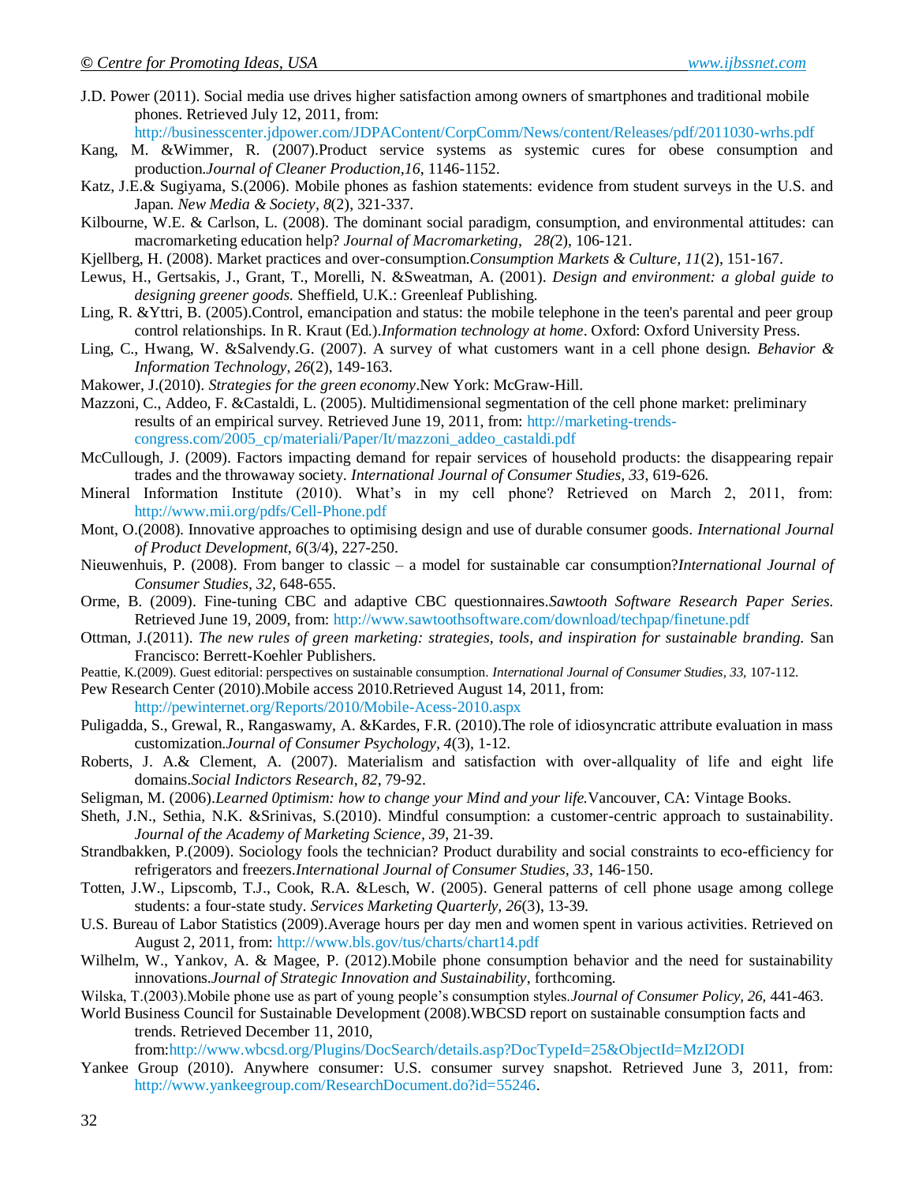J.D. Power (2011). Social media use drives higher satisfaction among owners of smartphones and traditional mobile phones. Retrieved July 12, 2011, from: http://businesscenter.jdpower.com/JDPAContent/CorpComm/News/content/Releases/pdf/2011030-wrhs.pdf

Kang, M. &Wimmer, R. (2007).Product service systems as systemic cures for obese consumption and production.*Journal of Cleaner Production,16*, 1146-1152.

Katz, J.E.& Sugiyama, S.(2006). Mobile phones as fashion statements: evidence from student surveys in the U.S. and Japan. *New Media & Society, 8*(2), 321-337.

Kilbourne, W.E. & Carlson, L. (2008). The dominant social paradigm, consumption, and environmental attitudes: can macromarketing education help? *Journal of Macromarketing, 28(*2), 106-121.

Kjellberg, H. (2008). Market practices and over-consumption.*Consumption Markets & Culture, 11*(2), 151-167.

Lewus, H., Gertsakis, J., Grant, T., Morelli, N. &Sweatman, A. (2001). *Design and environment: a global guide to designing greener goods.* Sheffield, U.K.: Greenleaf Publishing.

Ling, R. &Yttri, B. (2005).Control, emancipation and status: the mobile telephone in the teen's parental and peer group control relationships. In R. Kraut (Ed.).*Information technology at home*. Oxford: Oxford University Press.

Ling, C., Hwang, W. &Salvendy.G. (2007). A survey of what customers want in a cell phone design. *Behavior & Information Technology, 26*(2), 149-163.

Makower, J.(2010). *Strategies for the green economy*.New York: McGraw-Hill.

Mazzoni, C., Addeo, F. &Castaldi, L. (2005). Multidimensional segmentation of the cell phone market: preliminary results of an empirical survey. Retrieved June 19, 2011, from: http://marketing-trends-congress.com/2005_cp/materiali/Paper/It/mazzoni_addeo_castaldi.pdf

McCullough, J. (2009). Factors impacting demand for repair services of household products: the disappearing repair trades and the throwaway society. *International Journal of Consumer Studies, 33*, 619-626.

Mineral Information Institute (2010). What's in my cell phone? Retrieved on March 2, 2011, from: http://www.mii.org/pdfs/Cell-Phone.pdf

Mont, O.(2008). Innovative approaches to optimising design and use of durable consumer goods. *International Journal of Product Development, 6*(3/4), 227-250.

Nieuwenhuis, P. (2008). From banger to classic – a model for sustainable car consumption?*International Journal of Consumer Studies, 32*, 648-655.

Orme, B. (2009). Fine-tuning CBC and adaptive CBC questionnaires.*Sawtooth Software Research Paper Series.* Retrieved June 19, 2009, from: http://www.sawtoothsoftware.com/download/techpap/finetune.pdf

Ottman, J.(2011). *The new rules of green marketing: strategies, tools, and inspiration for sustainable branding.* San Francisco: Berrett-Koehler Publishers.

Peattie, K.(2009). Guest editorial: perspectives on sustainable consumption. *International Journal of Consumer Studies, 33,* 107-112.

Pew Research Center (2010).Mobile access 2010.Retrieved August 14, 2011, from: http://pewinternet.org/Reports/2010/Mobile-Acess-2010.aspx

Puligadda, S., Grewal, R., Rangaswamy, A. &Kardes, F.R. (2010).The role of idiosyncratic attribute evaluation in mass customization.*Journal of Consumer Psychology*, *4*(3), 1-12.

Roberts, J. A.& Clement, A. (2007). Materialism and satisfaction with over-allquality of life and eight life domains.*Social Indictors Research, 82*, 79-92.

Seligman, M. (2006).*Learned 0ptimism: how to change your Mind and your life.*Vancouver, CA: Vintage Books.

Sheth, J.N., Sethia, N.K. &Srinivas, S.(2010). Mindful consumption: a customer-centric approach to sustainability. *Journal of the Academy of Marketing Science, 39,* 21-39.

Strandbakken, P.(2009). Sociology fools the technician? Product durability and social constraints to eco-efficiency for refrigerators and freezers.*International Journal of Consumer Studies, 33*, 146-150.

Totten, J.W., Lipscomb, T.J., Cook, R.A. &Lesch, W. (2005). General patterns of cell phone usage among college students: a four-state study. *Services Marketing Quarterly, 26*(3), 13-39.

U.S. Bureau of Labor Statistics (2009).Average hours per day men and women spent in various activities. Retrieved on August 2, 2011, from: http://www.bls.gov/tus/charts/chart14.pdf

Wilhelm, W., Yankov, A. & Magee, P. (2012).Mobile phone consumption behavior and the need for sustainability innovations.*Journal of Strategic Innovation and Sustainability*, forthcoming.

Wilska, T.(2003).Mobile phone use as part of young people's consumption styles.*Journal of Consumer Policy, 26*, 441-463.

World Business Council for Sustainable Development (2008).WBCSD report on sustainable consumption facts and trends. Retrieved December 11, 2010, from:http://www.wbcsd.org/Plugins/DocSearch/details.asp?DocTypeId=25&ObjectId=MzI2ODI

Yankee Group (2010). Anywhere consumer: U.S. consumer survey snapshot. Retrieved June 3, 2011, from: http://www.yankeegroup.com/ResearchDocument.do?id=55246.